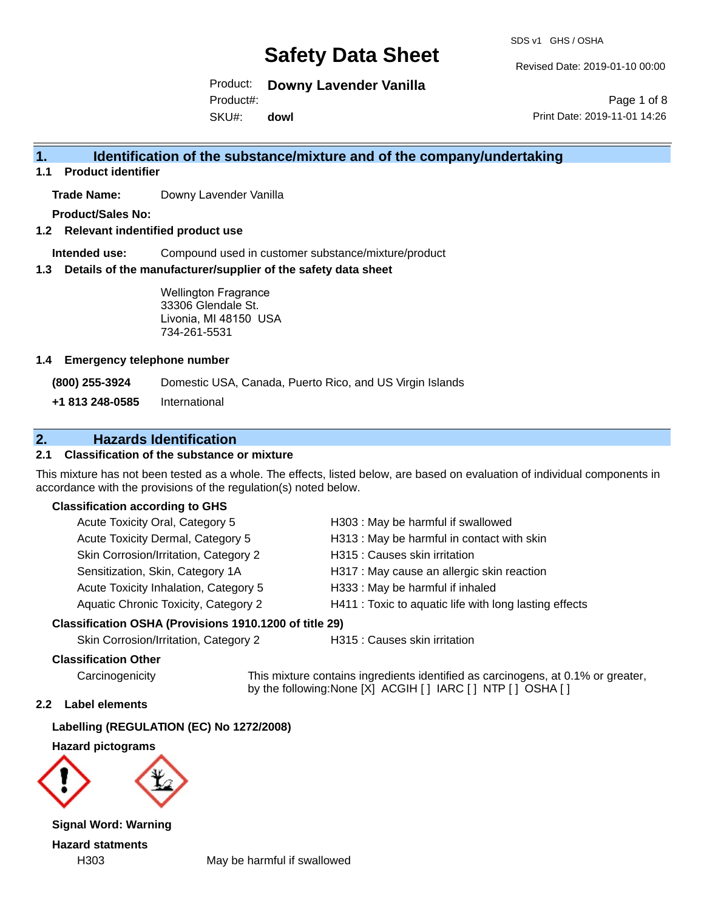# Safety Data Sheet

SDS v1 GHS / OSHA

Revised Date: 2019-01-10 00:00

Product: **Downy Lavender Vanilla**

Product#:

SKU#: **dowl**

Print Date: 2019-11-01 14:26

## 1. Identification of the substance/mixture and of the company/undertaking

### 1.1 Product identifier

**Trade Name:** Downy Lavender Vanilla

**Product/Sales No:**

### 1.2 Relevant indentified product use

**Intended use:** Compound used in customer substance/mixture/product

### 1.3 Details of the manufacturer/supplier of the safety data sheet

Wellington Fragrance
33306 Glendale St.
Livonia, MI 48150 USA
734-261-5531

### 1.4 Emergency telephone number

**(800) 255-3924** Domestic USA, Canada, Puerto Rico, and US Virgin Islands

**+1 813 248-0585** International

## 2. Hazards Identification

### 2.1 Classification of the substance or mixture

This mixture has not been tested as a whole. The effects, listed below, are based on evaluation of individual components in accordance with the provisions of the regulation(s) noted below.

**Classification according to GHS**

| Classification | Hazard statement |
|---|---|
| Acute Toxicity Oral, Category 5 | H303 : May be harmful if swallowed |
| Acute Toxicity Dermal, Category 5 | H313 : May be harmful in contact with skin |
| Skin Corrosion/Irritation, Category 2 | H315 : Causes skin irritation |
| Sensitization, Skin, Category 1A | H317 : May cause an allergic skin reaction |
| Acute Toxicity Inhalation, Category 5 | H333 : May be harmful if inhaled |
| Aquatic Chronic Toxicity, Category 2 | H411 : Toxic to aquatic life with long lasting effects |

**Classification OSHA (Provisions 1910.1200 of title 29)**

| Classification | Hazard statement |
|---|---|
| Skin Corrosion/Irritation, Category 2 | H315 : Causes skin irritation |

**Classification Other**

Carcinogenicity: This mixture contains ingredients identified as carcinogens, at 0.1% or greater, by the following:None [X] ACGIH [ ] IARC [ ] NTP [ ] OSHA [ ]

### 2.2 Label elements

**Labelling (REGULATION (EC) No 1272/2008)**

**Hazard pictograms**

**Signal Word: Warning**

**Hazard statments**

H303 May be harmful if swallowed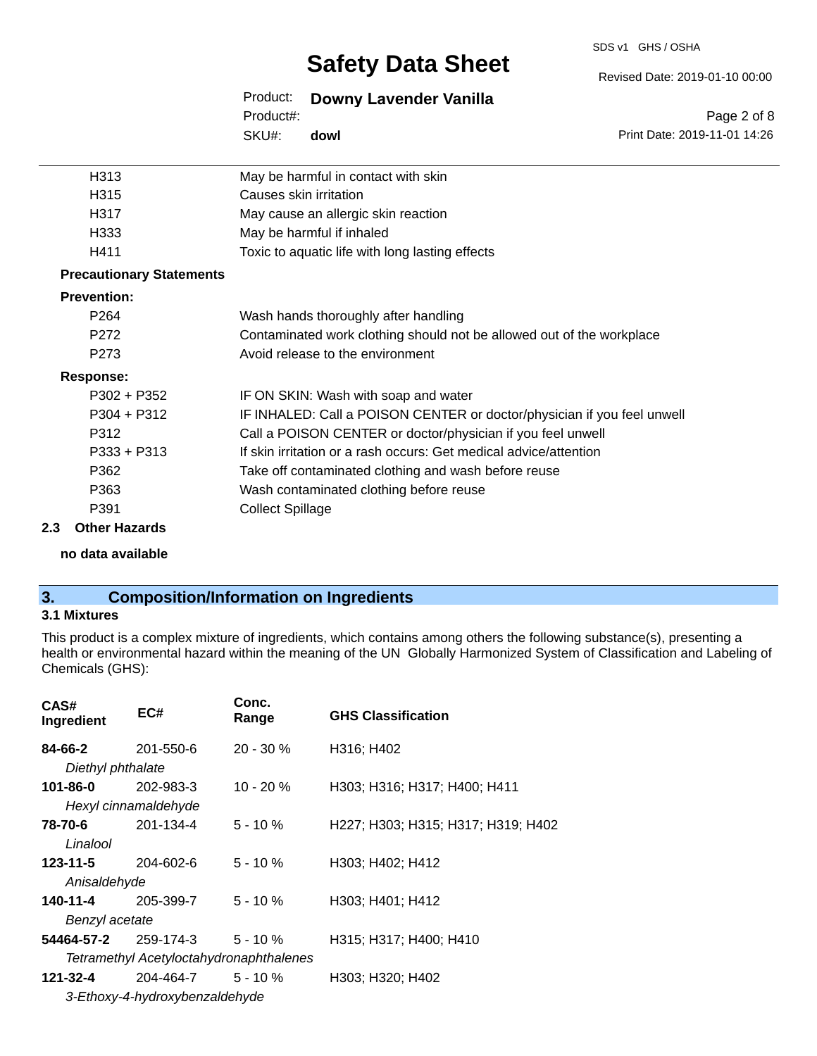| | |
|---|---|
| H313 | May be harmful in contact with skin |
| H315 | Causes skin irritation |
| H317 | May cause an allergic skin reaction |
| H333 | May be harmful if inhaled |
| H411 | Toxic to aquatic life with long lasting effects |

**Precautionary Statements**

**Prevention:**

| | |
|---|---|
| P264 | Wash hands thoroughly after handling |
| P272 | Contaminated work clothing should not be allowed out of the workplace |
| P273 | Avoid release to the environment |

**Response:**

| | |
|---|---|
| P302 + P352 | IF ON SKIN: Wash with soap and water |
| P304 + P312 | IF INHALED: Call a POISON CENTER or doctor/physician if you feel unwell |
| P312 | Call a POISON CENTER or doctor/physician if you feel unwell |
| P333 + P313 | If skin irritation or a rash occurs: Get medical advice/attention |
| P362 | Take off contaminated clothing and wash before reuse |
| P363 | Wash contaminated clothing before reuse |
| P391 | Collect Spillage |

**2.3 Other Hazards**

**no data available**

## 3. Composition/Information on Ingredients

### 3.1 Mixtures

This product is a complex mixture of ingredients, which contains among others the following substance(s), presenting a health or environmental hazard within the meaning of the UN Globally Harmonized System of Classification and Labeling of Chemicals (GHS):

| CAS# Ingredient | EC# | Conc. Range | GHS Classification |
|---|---|---|---|
| **84-66-2** *Diethyl phthalate* | 201-550-6 | 20 - 30 % | H316; H402 |
| **101-86-0** *Hexyl cinnamaldehyde* | 202-983-3 | 10 - 20 % | H303; H316; H317; H400; H411 |
| **78-70-6** *Linalool* | 201-134-4 | 5 - 10 % | H227; H303; H315; H317; H319; H402 |
| **123-11-5** *Anisaldehyde* | 204-602-6 | 5 - 10 % | H303; H402; H412 |
| **140-11-4** *Benzyl acetate* | 205-399-7 | 5 - 10 % | H303; H401; H412 |
| **54464-57-2** *Tetramethyl Acetyloctahydronaphthalenes* | 259-174-3 | 5 - 10 % | H315; H317; H400; H410 |
| **121-32-4** *3-Ethoxy-4-hydroxybenzaldehyde* | 204-464-7 | 5 - 10 % | H303; H320; H402 |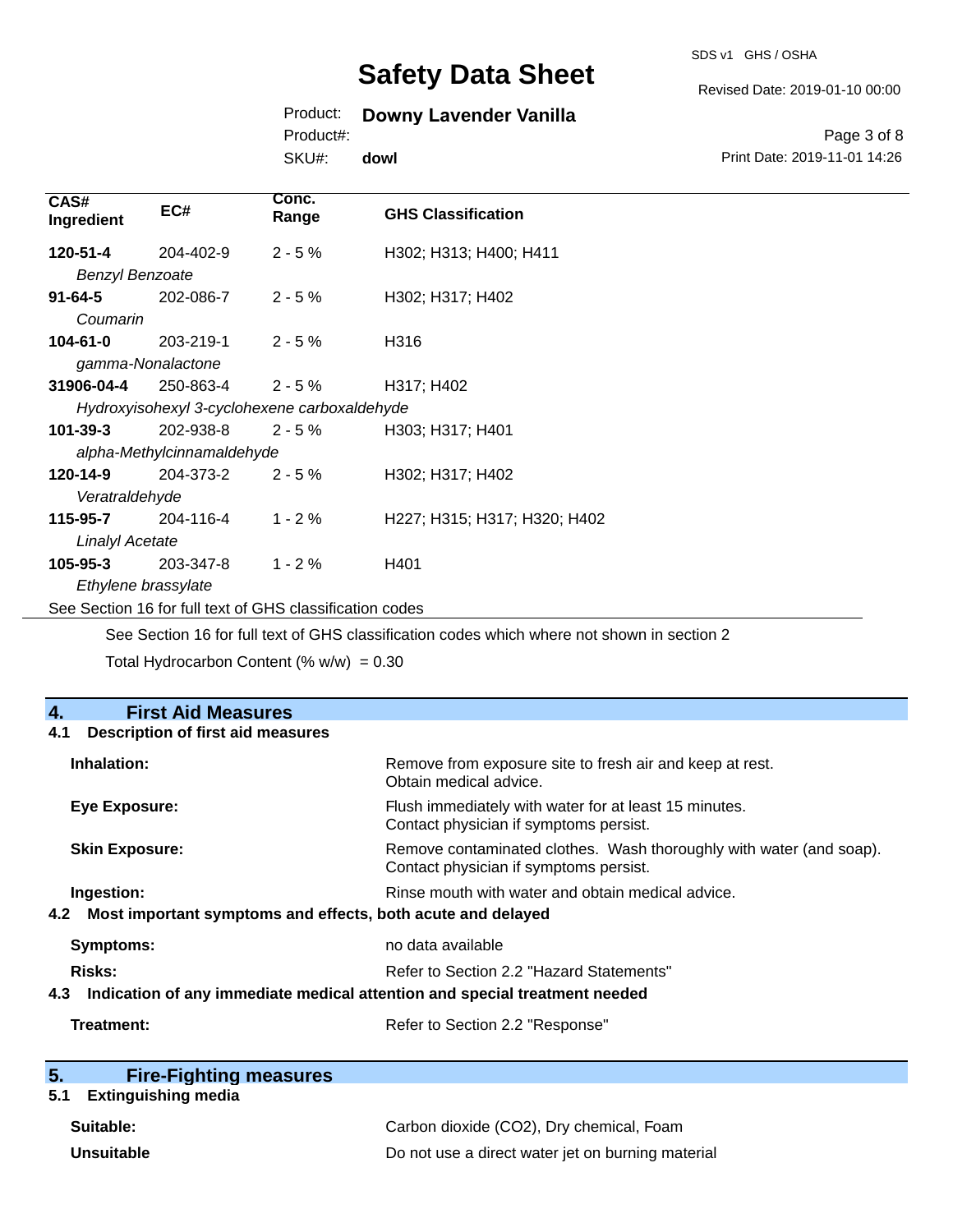| CAS# Ingredient | EC# | Conc. Range | GHS Classification |
|---|---|---|---|
| **120-51-4** | 204-402-9 | 2 - 5 % | H302; H313; H400; H411 |
| *Benzyl Benzoate* | | | |
| **91-64-5** | 202-086-7 | 2 - 5 % | H302; H317; H402 |
| *Coumarin* | | | |
| **104-61-0** | 203-219-1 | 2 - 5 % | H316 |
| *gamma-Nonalactone* | | | |
| **31906-04-4** | 250-863-4 | 2 - 5 % | H317; H402 |
| *Hydroxyisohexyl 3-cyclohexene carboxaldehyde* | | | |
| **101-39-3** | 202-938-8 | 2 - 5 % | H303; H317; H401 |
| *alpha-Methylcinnamaldehyde* | | | |
| **120-14-9** | 204-373-2 | 2 - 5 % | H302; H317; H402 |
| *Veratraldehyde* | | | |
| **115-95-7** | 204-116-4 | 1 - 2 % | H227; H315; H317; H320; H402 |
| *Linalyl Acetate* | | | |
| **105-95-3** | 203-347-8 | 1 - 2 % | H401 |
| *Ethylene brassylate* | | | |

See Section 16 for full text of GHS classification codes

See Section 16 for full text of GHS classification codes which where not shown in section 2

Total Hydrocarbon Content (% w/w) = 0.30

## 4. First Aid Measures

### 4.1 Description of first aid measures

**Inhalation:** Remove from exposure site to fresh air and keep at rest. Obtain medical advice.

**Eye Exposure:** Flush immediately with water for at least 15 minutes. Contact physician if symptoms persist.

**Skin Exposure:** Remove contaminated clothes. Wash thoroughly with water (and soap). Contact physician if symptoms persist.

**Ingestion:** Rinse mouth with water and obtain medical advice.

### 4.2 Most important symptoms and effects, both acute and delayed

**Symptoms:** no data available

**Risks:** Refer to Section 2.2 "Hazard Statements"

### 4.3 Indication of any immediate medical attention and special treatment needed

**Treatment:** Refer to Section 2.2 "Response"

## 5. Fire-Fighting measures

### 5.1 Extinguishing media

**Suitable:** Carbon dioxide ($CO_2$), Dry chemical, Foam

**Unsuitable** Do not use a direct water jet on burning material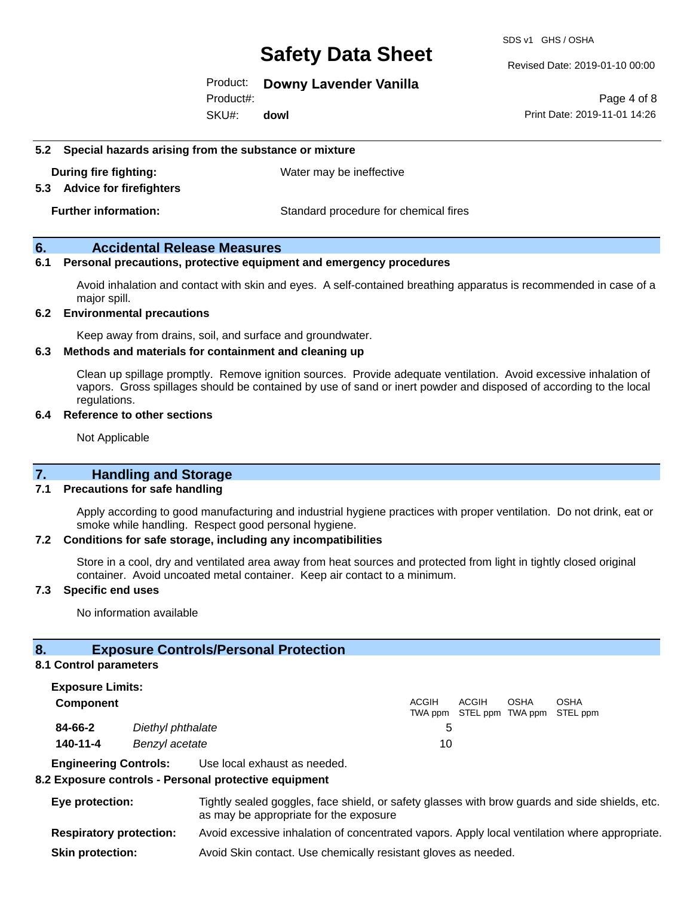### 5.2 Special hazards arising from the substance or mixture

**During fire fighting:** Water may be ineffective

### 5.3 Advice for firefighters

**Further information:** Standard procedure for chemical fires

## 6. Accidental Release Measures

### 6.1 Personal precautions, protective equipment and emergency procedures

Avoid inhalation and contact with skin and eyes. A self-contained breathing apparatus is recommended in case of a major spill.

### 6.2 Environmental precautions

Keep away from drains, soil, and surface and groundwater.

### 6.3 Methods and materials for containment and cleaning up

Clean up spillage promptly. Remove ignition sources. Provide adequate ventilation. Avoid excessive inhalation of vapors. Gross spillages should be contained by use of sand or inert powder and disposed of according to the local regulations.

### 6.4 Reference to other sections

Not Applicable

## 7. Handling and Storage

### 7.1 Precautions for safe handling

Apply according to good manufacturing and industrial hygiene practices with proper ventilation. Do not drink, eat or smoke while handling. Respect good personal hygiene.

### 7.2 Conditions for safe storage, including any incompatibilities

Store in a cool, dry and ventilated area away from heat sources and protected from light in tightly closed original container. Avoid uncoated metal container. Keep air contact to a minimum.

### 7.3 Specific end uses

No information available

## 8. Exposure Controls/Personal Protection

### 8.1 Control parameters

**Exposure Limits:**

| Component | | ACGIH TWA ppm | ACGIH STEL ppm | OSHA TWA ppm | OSHA STEL ppm |
|---|---|---|---|---|---|
| **84-66-2** | *Diethyl phthalate* | 5 | | | |
| **140-11-4** | *Benzyl acetate* | 10 | | | |

**Engineering Controls:** Use local exhaust as needed.

### 8.2 Exposure controls - Personal protective equipment

**Eye protection:** Tightly sealed goggles, face shield, or safety glasses with brow guards and side shields, etc. as may be appropriate for the exposure

**Respiratory protection:** Avoid excessive inhalation of concentrated vapors. Apply local ventilation where appropriate.

**Skin protection:** Avoid Skin contact. Use chemically resistant gloves as needed.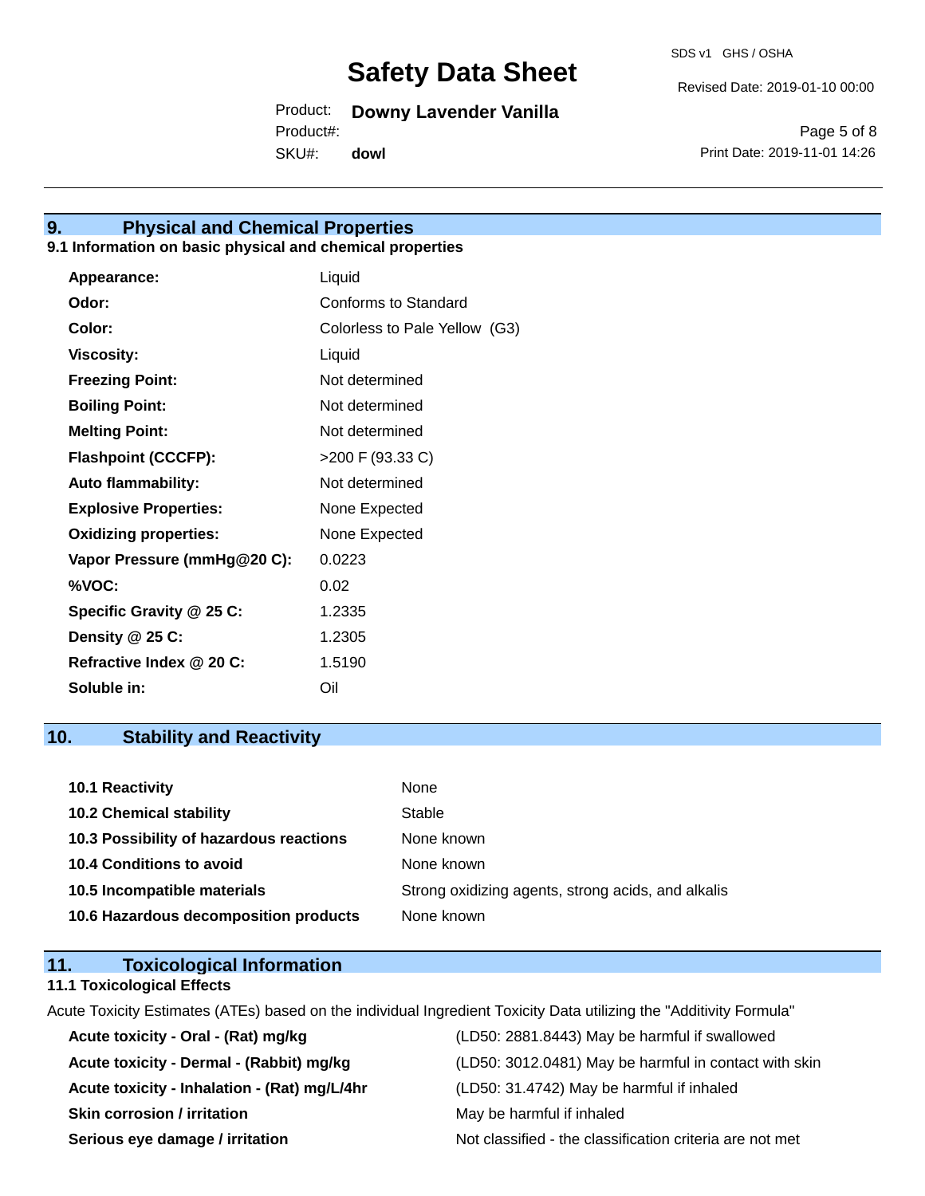## 9. Physical and Chemical Properties

### 9.1 Information on basic physical and chemical properties

| Property | Value |
|---|---|
| **Appearance:** | Liquid |
| **Odor:** | Conforms to Standard |
| **Color:** | Colorless to Pale Yellow (G3) |
| **Viscosity:** | Liquid |
| **Freezing Point:** | Not determined |
| **Boiling Point:** | Not determined |
| **Melting Point:** | Not determined |
| **Flashpoint (CCCFP):** | >200 F (93.33 C) |
| **Auto flammability:** | Not determined |
| **Explosive Properties:** | None Expected |
| **Oxidizing properties:** | None Expected |
| **Vapor Pressure (mmHg@20 C):** | 0.0223 |
| **%VOC:** | 0.02 |
| **Specific Gravity @ 25 C:** | 1.2335 |
| **Density @ 25 C:** | 1.2305 |
| **Refractive Index @ 20 C:** | 1.5190 |
| **Soluble in:** | Oil |

## 10. Stability and Reactivity

| Item | Value |
|---|---|
| **10.1 Reactivity** | None |
| **10.2 Chemical stability** | Stable |
| **10.3 Possibility of hazardous reactions** | None known |
| **10.4 Conditions to avoid** | None known |
| **10.5 Incompatible materials** | Strong oxidizing agents, strong acids, and alkalis |
| **10.6 Hazardous decomposition products** | None known |

## 11. Toxicological Information

### 11.1 Toxicological Effects

Acute Toxicity Estimates (ATEs) based on the individual Ingredient Toxicity Data utilizing the "Additivity Formula"

| Effect | Result |
|---|---|
| **Acute toxicity - Oral - (Rat) mg/kg** | (LD50: 2881.8443) May be harmful if swallowed |
| **Acute toxicity - Dermal - (Rabbit) mg/kg** | (LD50: 3012.0481) May be harmful in contact with skin |
| **Acute toxicity - Inhalation - (Rat) mg/L/4hr** | (LD50: 31.4742) May be harmful if inhaled |
| **Skin corrosion / irritation** | May be harmful if inhaled |
| **Serious eye damage / irritation** | Not classified - the classification criteria are not met |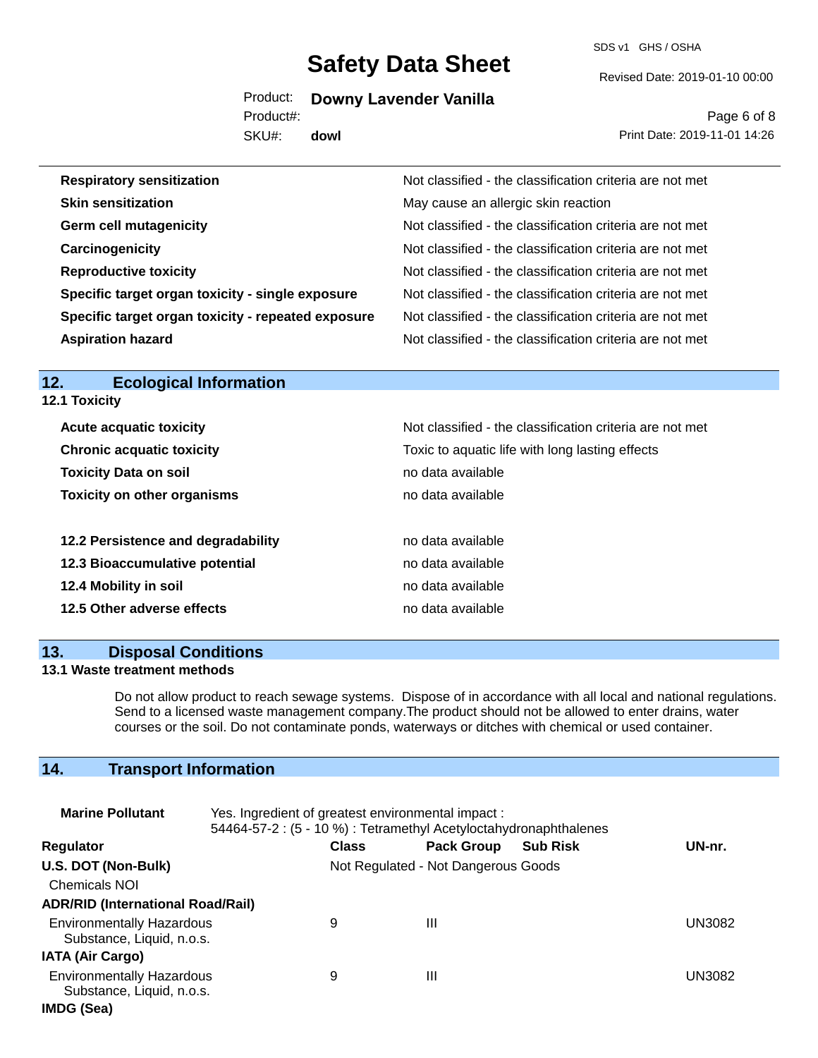| | |
|---|---|
| **Respiratory sensitization** | Not classified - the classification criteria are not met |
| **Skin sensitization** | May cause an allergic skin reaction |
| **Germ cell mutagenicity** | Not classified - the classification criteria are not met |
| **Carcinogenicity** | Not classified - the classification criteria are not met |
| **Reproductive toxicity** | Not classified - the classification criteria are not met |
| **Specific target organ toxicity - single exposure** | Not classified - the classification criteria are not met |
| **Specific target organ toxicity - repeated exposure** | Not classified - the classification criteria are not met |
| **Aspiration hazard** | Not classified - the classification criteria are not met |

## 12. Ecological Information

### 12.1 Toxicity

| | |
|---|---|
| **Acute acquatic toxicity** | Not classified - the classification criteria are not met |
| **Chronic acquatic toxicity** | Toxic to aquatic life with long lasting effects |
| **Toxicity Data on soil** | no data available |
| **Toxicity on other organisms** | no data available |

| | |
|---|---|
| **12.2 Persistence and degradability** | no data available |
| **12.3 Bioaccumulative potential** | no data available |
| **12.4 Mobility in soil** | no data available |
| **12.5 Other adverse effects** | no data available |

## 13. Disposal Conditions

### 13.1 Waste treatment methods

Do not allow product to reach sewage systems. Dispose of in accordance with all local and national regulations. Send to a licensed waste management company.The product should not be allowed to enter drains, water courses or the soil. Do not contaminate ponds, waterways or ditches with chemical or used container.

## 14. Transport Information

**Marine Pollutant** Yes. Ingredient of greatest environmental impact :
54464-57-2 : (5 - 10 %) : Tetramethyl Acetyloctahydronaphthalenes

| Regulator | Class | Pack Group | Sub Risk | UN-nr. |
|---|---|---|---|---|
| **U.S. DOT (Non-Bulk)** | Not Regulated - Not Dangerous Goods | | | |
| Chemicals NOI | | | | |
| **ADR/RID (International Road/Rail)** | | | | |
| Environmentally Hazardous Substance, Liquid, n.o.s. | 9 | III | | UN3082 |
| **IATA (Air Cargo)** | | | | |
| Environmentally Hazardous Substance, Liquid, n.o.s. | 9 | III | | UN3082 |
| **IMDG (Sea)** | | | | |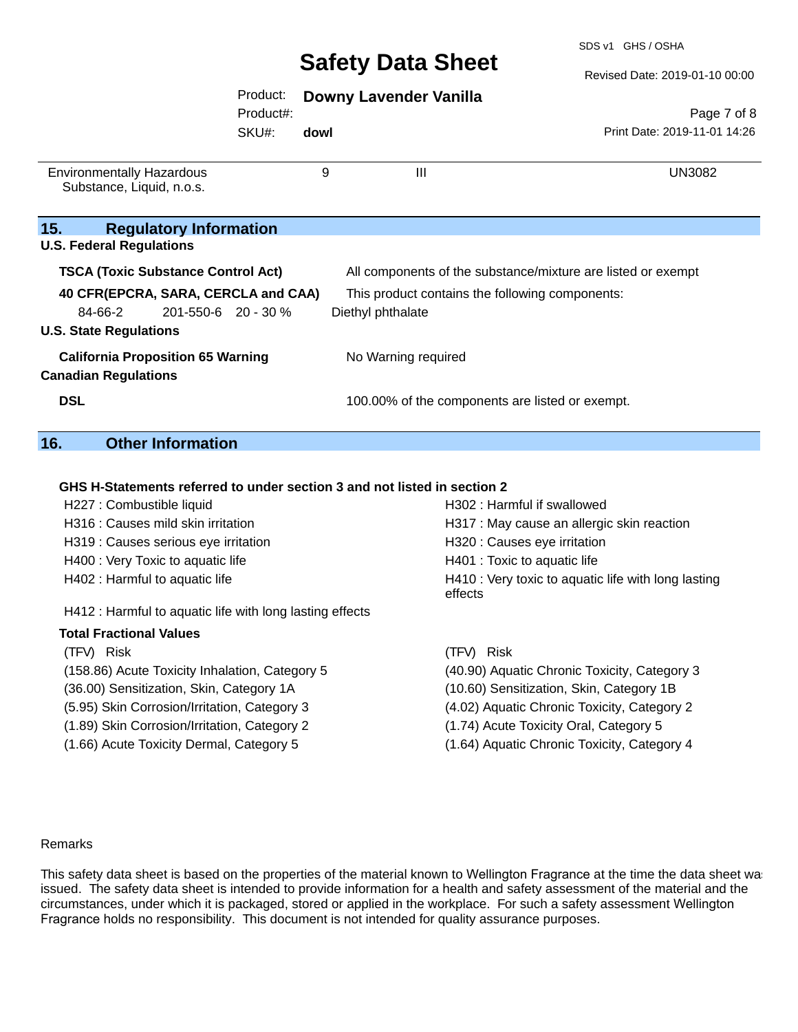| Environmentally Hazardous Substance, Liquid, n.o.s. | 9 | III | UN3082 |
|---|---|---|---|

## 15. Regulatory Information

**U.S. Federal Regulations**

**TSCA (Toxic Substance Control Act)** — All components of the substance/mixture are listed or exempt

**40 CFR(EPCRA, SARA, CERCLA and CAA)** — This product contains the following components:

| 84-66-2 | 201-550-6 | 20 - 30 % | Diethyl phthalate |
|---|---|---|---|

**U.S. State Regulations**

**California Proposition 65 Warning** — No Warning required

**Canadian Regulations**

**DSL** — 100.00% of the components are listed or exempt.

## 16. Other Information

**GHS H-Statements referred to under section 3 and not listed in section 2**

H227 : Combustible liquid
H302 : Harmful if swallowed
H316 : Causes mild skin irritation
H317 : May cause an allergic skin reaction
H319 : Causes serious eye irritation
H320 : Causes eye irritation
H400 : Very Toxic to aquatic life
H401 : Toxic to aquatic life
H402 : Harmful to aquatic life
H410 : Very toxic to aquatic life with long lasting effects
H412 : Harmful to aquatic life with long lasting effects

**Total Fractional Values**

| (TFV) Risk | (TFV) Risk |
|---|---|
| (158.86) Acute Toxicity Inhalation, Category 5 | (40.90) Aquatic Chronic Toxicity, Category 3 |
| (36.00) Sensitization, Skin, Category 1A | (10.60) Sensitization, Skin, Category 1B |
| (5.95) Skin Corrosion/Irritation, Category 3 | (4.02) Aquatic Chronic Toxicity, Category 2 |
| (1.89) Skin Corrosion/Irritation, Category 2 | (1.74) Acute Toxicity Oral, Category 5 |
| (1.66) Acute Toxicity Dermal, Category 5 | (1.64) Aquatic Chronic Toxicity, Category 4 |

Remarks

This safety data sheet is based on the properties of the material known to Wellington Fragrance at the time the data sheet was issued. The safety data sheet is intended to provide information for a health and safety assessment of the material and the circumstances, under which it is packaged, stored or applied in the workplace. For such a safety assessment Wellington Fragrance holds no responsibility. This document is not intended for quality assurance purposes.